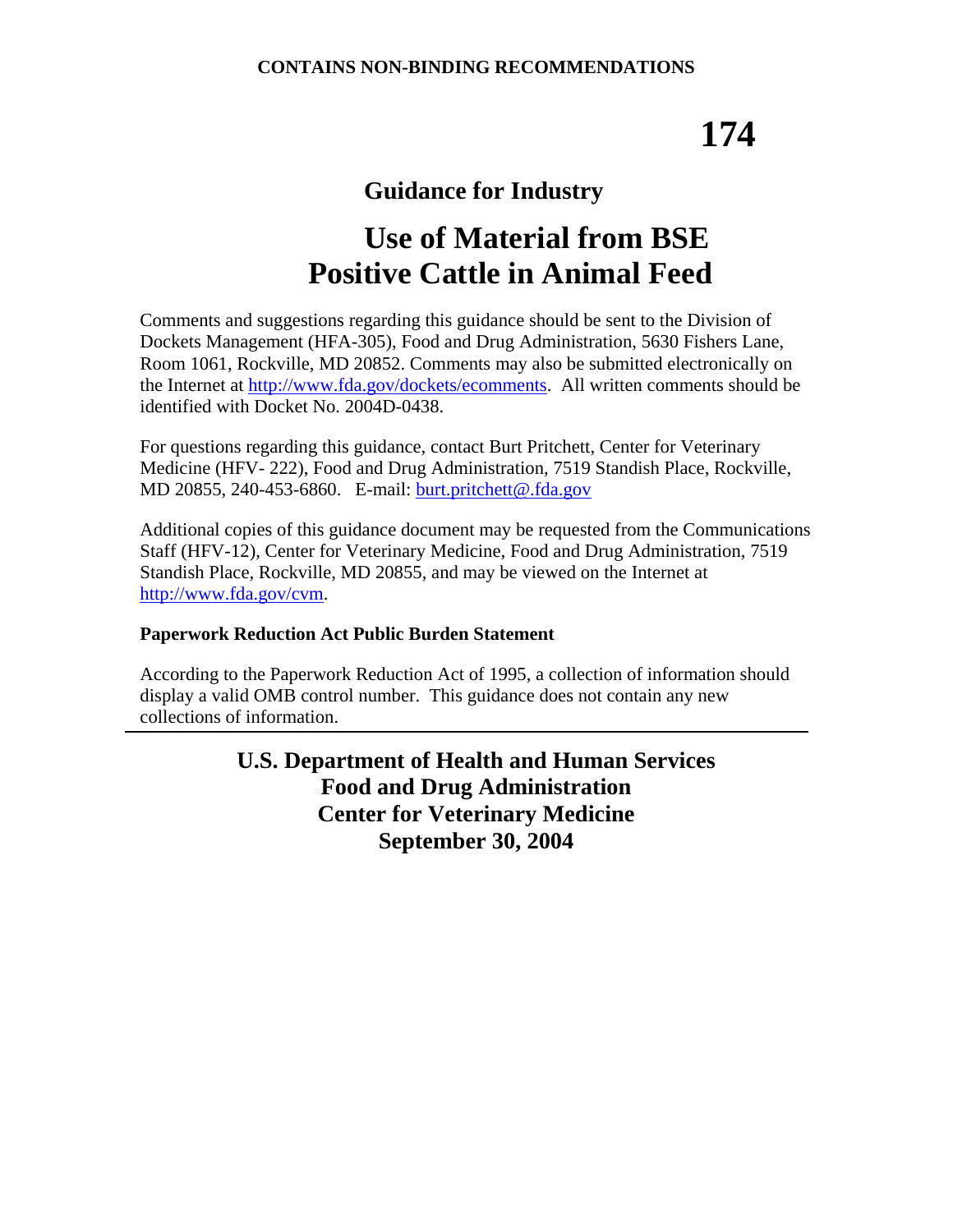**CONTAINS NON-BINDING RECOMMENDATIONS**

# 174

## Guidance for Industry

# Use of Material from BSE Positive Cattle in Animal Feed

Comments and suggestions regarding this guidance should be sent to the Division of Dockets Management (HFA-305), Food and Drug Administration, 5630 Fishers Lane, Room 1061, Rockville, MD 20852. Comments may also be submitted electronically on the Internet at http://www.fda.gov/dockets/ecomments. All written comments should be identified with Docket No. 2004D-0438.

For questions regarding this guidance, contact Burt Pritchett, Center for Veterinary Medicine (HFV- 222), Food and Drug Administration, 7519 Standish Place, Rockville, MD 20855, 240-453-6860. E-mail: burt.pritchett@.fda.gov

Additional copies of this guidance document may be requested from the Communications Staff (HFV-12), Center for Veterinary Medicine, Food and Drug Administration, 7519 Standish Place, Rockville, MD 20855, and may be viewed on the Internet at http://www.fda.gov/cvm.

**Paperwork Reduction Act Public Burden Statement**

According to the Paperwork Reduction Act of 1995, a collection of information should display a valid OMB control number. This guidance does not contain any new collections of information.

---

**U.S. Department of Health and Human Services**
**Food and Drug Administration**
**Center for Veterinary Medicine**
**September 30, 2004**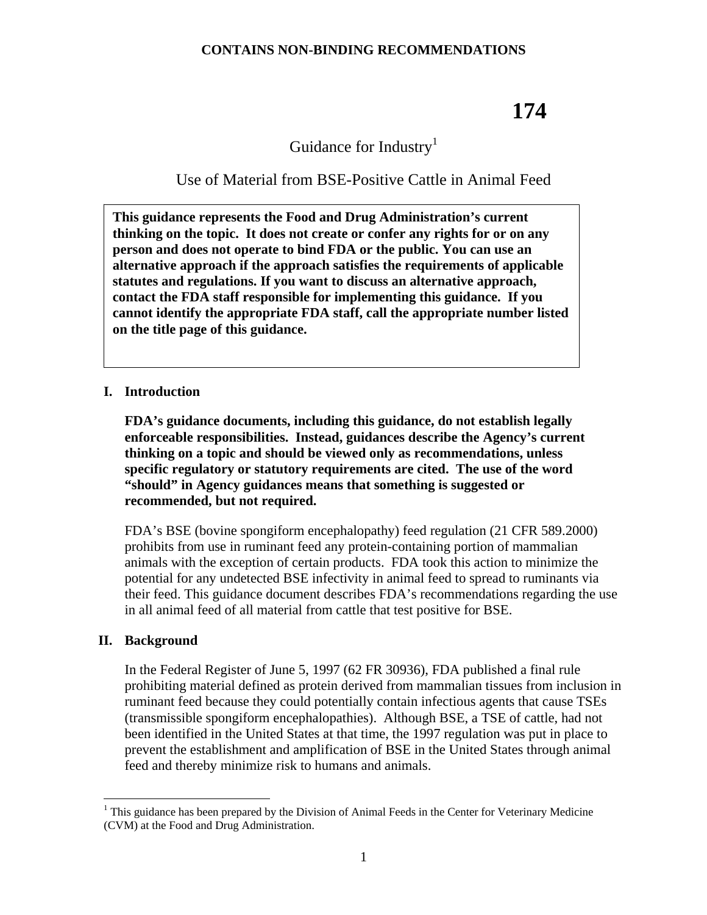**CONTAINS NON-BINDING RECOMMENDATIONS**

# 174

## Guidance for Industry[1]

## Use of Material from BSE-Positive Cattle in Animal Feed

**This guidance represents the Food and Drug Administration's current thinking on the topic. It does not create or confer any rights for or on any person and does not operate to bind FDA or the public. You can use an alternative approach if the approach satisfies the requirements of applicable statutes and regulations. If you want to discuss an alternative approach, contact the FDA staff responsible for implementing this guidance. If you cannot identify the appropriate FDA staff, call the appropriate number listed on the title page of this guidance.**

### I. Introduction

**FDA's guidance documents, including this guidance, do not establish legally enforceable responsibilities. Instead, guidances describe the Agency's current thinking on a topic and should be viewed only as recommendations, unless specific regulatory or statutory requirements are cited. The use of the word "should" in Agency guidances means that something is suggested or recommended, but not required.**

FDA's BSE (bovine spongiform encephalopathy) feed regulation (21 CFR 589.2000) prohibits from use in ruminant feed any protein-containing portion of mammalian animals with the exception of certain products. FDA took this action to minimize the potential for any undetected BSE infectivity in animal feed to spread to ruminants via their feed. This guidance document describes FDA's recommendations regarding the use in all animal feed of all material from cattle that test positive for BSE.

### II. Background

In the Federal Register of June 5, 1997 (62 FR 30936), FDA published a final rule prohibiting material defined as protein derived from mammalian tissues from inclusion in ruminant feed because they could potentially contain infectious agents that cause TSEs (transmissible spongiform encephalopathies). Although BSE, a TSE of cattle, had not been identified in the United States at that time, the 1997 regulation was put in place to prevent the establishment and amplification of BSE in the United States through animal feed and thereby minimize risk to humans and animals.

---

[1] This guidance has been prepared by the Division of Animal Feeds in the Center for Veterinary Medicine (CVM) at the Food and Drug Administration.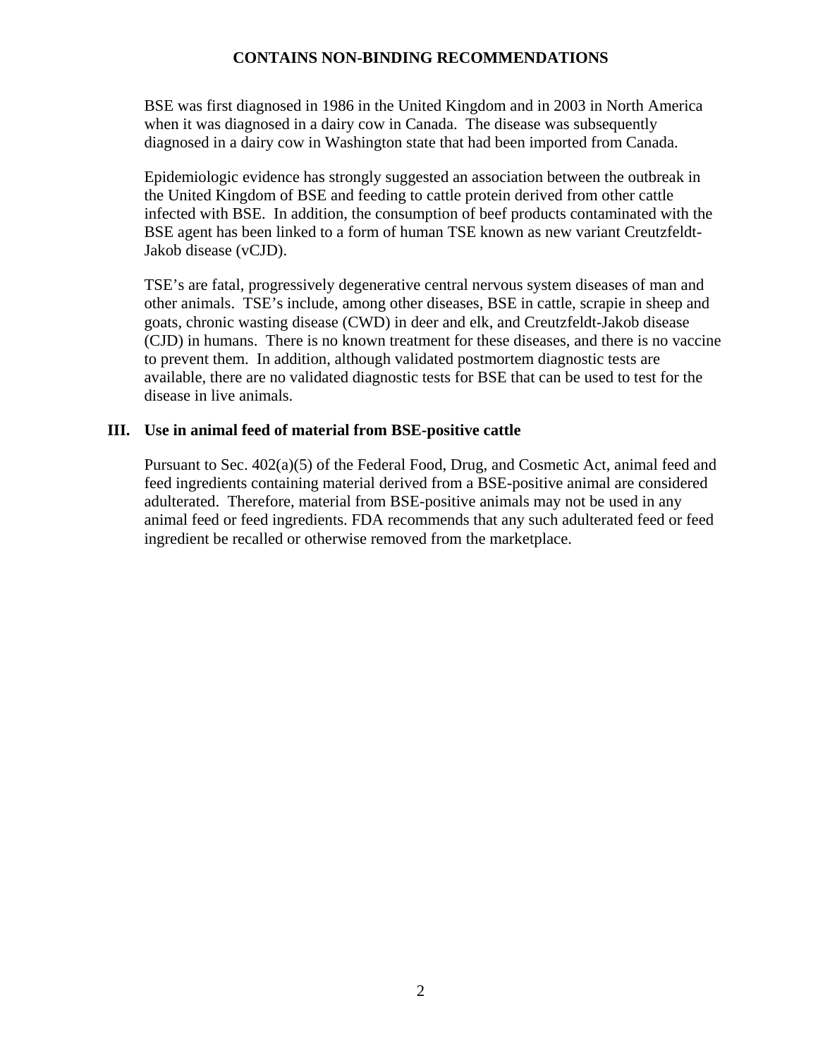BSE was first diagnosed in 1986 in the United Kingdom and in 2003 in North America when it was diagnosed in a dairy cow in Canada. The disease was subsequently diagnosed in a dairy cow in Washington state that had been imported from Canada.

Epidemiologic evidence has strongly suggested an association between the outbreak in the United Kingdom of BSE and feeding to cattle protein derived from other cattle infected with BSE. In addition, the consumption of beef products contaminated with the BSE agent has been linked to a form of human TSE known as new variant Creutzfeldt-Jakob disease (vCJD).

TSE's are fatal, progressively degenerative central nervous system diseases of man and other animals. TSE's include, among other diseases, BSE in cattle, scrapie in sheep and goats, chronic wasting disease (CWD) in deer and elk, and Creutzfeldt-Jakob disease (CJD) in humans. There is no known treatment for these diseases, and there is no vaccine to prevent them. In addition, although validated postmortem diagnostic tests are available, there are no validated diagnostic tests for BSE that can be used to test for the disease in live animals.

## III. Use in animal feed of material from BSE-positive cattle

Pursuant to Sec. 402(a)(5) of the Federal Food, Drug, and Cosmetic Act, animal feed and feed ingredients containing material derived from a BSE-positive animal are considered adulterated. Therefore, material from BSE-positive animals may not be used in any animal feed or feed ingredients. FDA recommends that any such adulterated feed or feed ingredient be recalled or otherwise removed from the marketplace.